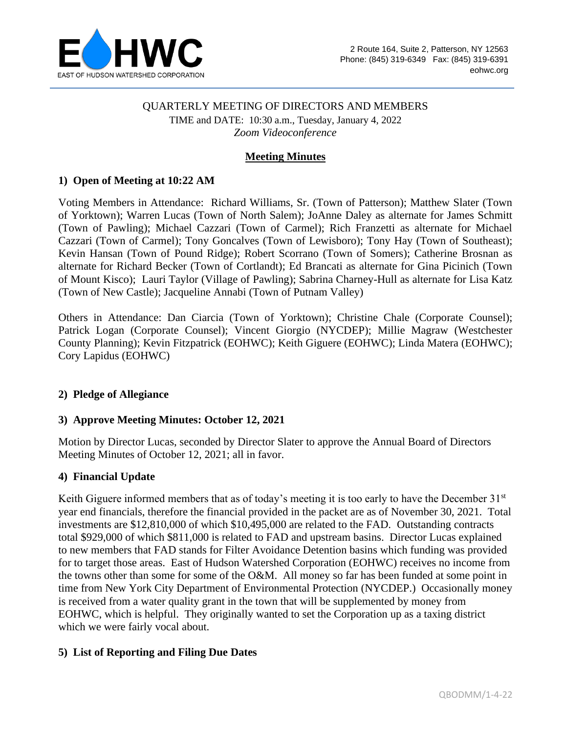EAST OF HUDSON WATERSHED CORPORATION

2 Route 164, Suite 2, Patterson, NY 12563
Phone: (845) 319-6349 Fax: (845) 319-6391
eohwc.org

QUARTERLY MEETING OF DIRECTORS AND MEMBERS
TIME and DATE: 10:30 a.m., Tuesday, January 4, 2022
*Zoom Videoconference*

## Meeting Minutes

### 1) Open of Meeting at 10:22 AM

Voting Members in Attendance: Richard Williams, Sr. (Town of Patterson); Matthew Slater (Town of Yorktown); Warren Lucas (Town of North Salem); JoAnne Daley as alternate for James Schmitt (Town of Pawling); Michael Cazzari (Town of Carmel); Rich Franzetti as alternate for Michael Cazzari (Town of Carmel); Tony Goncalves (Town of Lewisboro); Tony Hay (Town of Southeast); Kevin Hansan (Town of Pound Ridge); Robert Scorrano (Town of Somers); Catherine Brosnan as alternate for Richard Becker (Town of Cortlandt); Ed Brancati as alternate for Gina Picinich (Town of Mount Kisco); Lauri Taylor (Village of Pawling); Sabrina Charney-Hull as alternate for Lisa Katz (Town of New Castle); Jacqueline Annabi (Town of Putnam Valley)

Others in Attendance: Dan Ciarcia (Town of Yorktown); Christine Chale (Corporate Counsel); Patrick Logan (Corporate Counsel); Vincent Giorgio (NYCDEP); Millie Magraw (Westchester County Planning); Kevin Fitzpatrick (EOHWC); Keith Giguere (EOHWC); Linda Matera (EOHWC); Cory Lapidus (EOHWC)

### 2) Pledge of Allegiance

### 3) Approve Meeting Minutes: October 12, 2021

Motion by Director Lucas, seconded by Director Slater to approve the Annual Board of Directors Meeting Minutes of October 12, 2021; all in favor.

### 4) Financial Update

Keith Giguere informed members that as of today's meeting it is too early to have the December 31st year end financials, therefore the financial provided in the packet are as of November 30, 2021. Total investments are $12,810,000 of which $10,495,000 are related to the FAD. Outstanding contracts total $929,000 of which $811,000 is related to FAD and upstream basins. Director Lucas explained to new members that FAD stands for Filter Avoidance Detention basins which funding was provided for to target those areas. East of Hudson Watershed Corporation (EOHWC) receives no income from the towns other than some for some of the O&M. All money so far has been funded at some point in time from New York City Department of Environmental Protection (NYCDEP.) Occasionally money is received from a water quality grant in the town that will be supplemented by money from EOHWC, which is helpful. They originally wanted to set the Corporation up as a taxing district which we were fairly vocal about.

### 5) List of Reporting and Filing Due Dates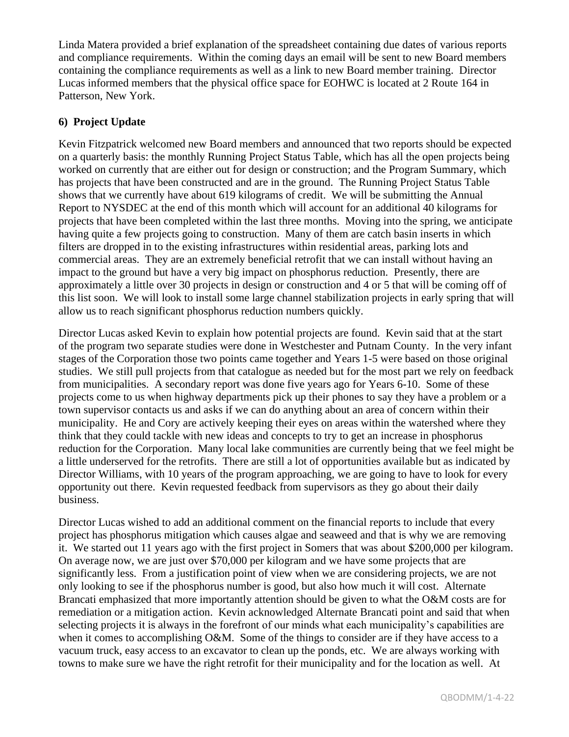Linda Matera provided a brief explanation of the spreadsheet containing due dates of various reports and compliance requirements. Within the coming days an email will be sent to new Board members containing the compliance requirements as well as a link to new Board member training. Director Lucas informed members that the physical office space for EOHWC is located at 2 Route 164 in Patterson, New York.

## 6) Project Update

Kevin Fitzpatrick welcomed new Board members and announced that two reports should be expected on a quarterly basis: the monthly Running Project Status Table, which has all the open projects being worked on currently that are either out for design or construction; and the Program Summary, which has projects that have been constructed and are in the ground. The Running Project Status Table shows that we currently have about 619 kilograms of credit. We will be submitting the Annual Report to NYSDEC at the end of this month which will account for an additional 40 kilograms for projects that have been completed within the last three months. Moving into the spring, we anticipate having quite a few projects going to construction. Many of them are catch basin inserts in which filters are dropped in to the existing infrastructures within residential areas, parking lots and commercial areas. They are an extremely beneficial retrofit that we can install without having an impact to the ground but have a very big impact on phosphorus reduction. Presently, there are approximately a little over 30 projects in design or construction and 4 or 5 that will be coming off of this list soon. We will look to install some large channel stabilization projects in early spring that will allow us to reach significant phosphorus reduction numbers quickly.

Director Lucas asked Kevin to explain how potential projects are found. Kevin said that at the start of the program two separate studies were done in Westchester and Putnam County. In the very infant stages of the Corporation those two points came together and Years 1-5 were based on those original studies. We still pull projects from that catalogue as needed but for the most part we rely on feedback from municipalities. A secondary report was done five years ago for Years 6-10. Some of these projects come to us when highway departments pick up their phones to say they have a problem or a town supervisor contacts us and asks if we can do anything about an area of concern within their municipality. He and Cory are actively keeping their eyes on areas within the watershed where they think that they could tackle with new ideas and concepts to try to get an increase in phosphorus reduction for the Corporation. Many local lake communities are currently being that we feel might be a little underserved for the retrofits. There are still a lot of opportunities available but as indicated by Director Williams, with 10 years of the program approaching, we are going to have to look for every opportunity out there. Kevin requested feedback from supervisors as they go about their daily business.

Director Lucas wished to add an additional comment on the financial reports to include that every project has phosphorus mitigation which causes algae and seaweed and that is why we are removing it. We started out 11 years ago with the first project in Somers that was about $200,000 per kilogram. On average now, we are just over $70,000 per kilogram and we have some projects that are significantly less. From a justification point of view when we are considering projects, we are not only looking to see if the phosphorus number is good, but also how much it will cost. Alternate Brancati emphasized that more importantly attention should be given to what the O&M costs are for remediation or a mitigation action. Kevin acknowledged Alternate Brancati point and said that when selecting projects it is always in the forefront of our minds what each municipality's capabilities are when it comes to accomplishing O&M. Some of the things to consider are if they have access to a vacuum truck, easy access to an excavator to clean up the ponds, etc. We are always working with towns to make sure we have the right retrofit for their municipality and for the location as well. At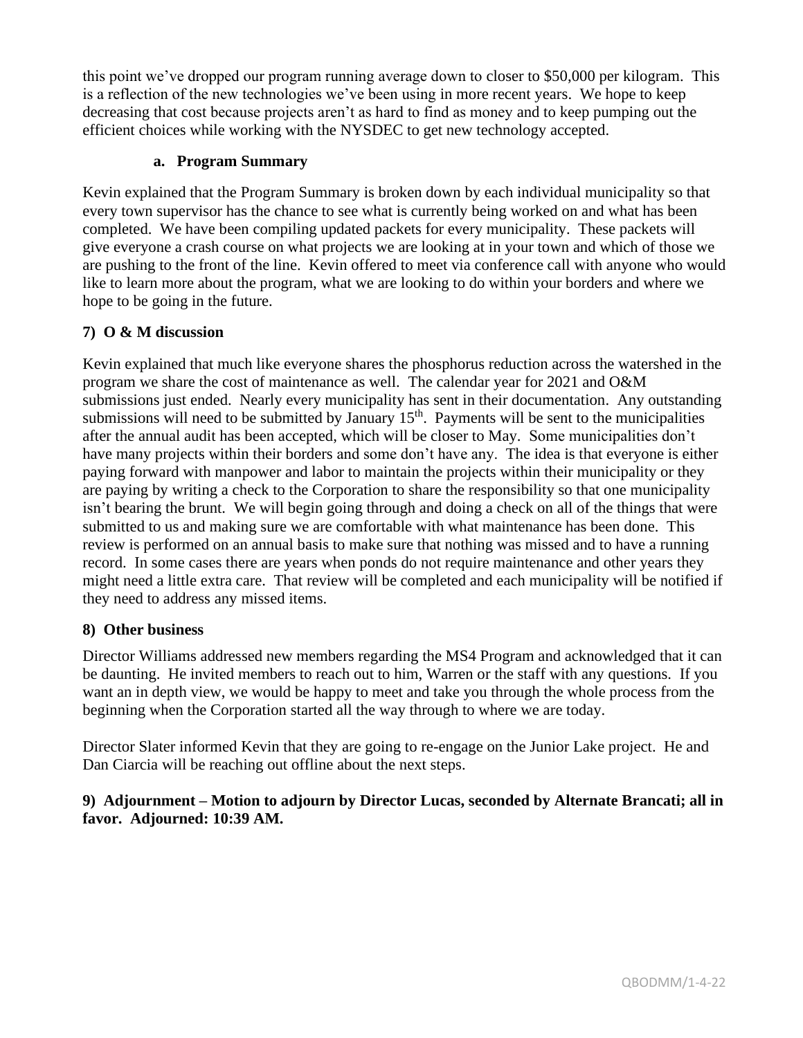this point we've dropped our program running average down to closer to $50,000 per kilogram. This is a reflection of the new technologies we've been using in more recent years. We hope to keep decreasing that cost because projects aren't as hard to find as money and to keep pumping out the efficient choices while working with the NYSDEC to get new technology accepted.

**a. Program Summary**

Kevin explained that the Program Summary is broken down by each individual municipality so that every town supervisor has the chance to see what is currently being worked on and what has been completed. We have been compiling updated packets for every municipality. These packets will give everyone a crash course on what projects we are looking at in your town and which of those we are pushing to the front of the line. Kevin offered to meet via conference call with anyone who would like to learn more about the program, what we are looking to do within your borders and where we hope to be going in the future.

**7) O & M discussion**

Kevin explained that much like everyone shares the phosphorus reduction across the watershed in the program we share the cost of maintenance as well. The calendar year for 2021 and O&M submissions just ended. Nearly every municipality has sent in their documentation. Any outstanding submissions will need to be submitted by January 15th. Payments will be sent to the municipalities after the annual audit has been accepted, which will be closer to May. Some municipalities don't have many projects within their borders and some don't have any. The idea is that everyone is either paying forward with manpower and labor to maintain the projects within their municipality or they are paying by writing a check to the Corporation to share the responsibility so that one municipality isn't bearing the brunt. We will begin going through and doing a check on all of the things that were submitted to us and making sure we are comfortable with what maintenance has been done. This review is performed on an annual basis to make sure that nothing was missed and to have a running record. In some cases there are years when ponds do not require maintenance and other years they might need a little extra care. That review will be completed and each municipality will be notified if they need to address any missed items.

**8) Other business**

Director Williams addressed new members regarding the MS4 Program and acknowledged that it can be daunting. He invited members to reach out to him, Warren or the staff with any questions. If you want an in depth view, we would be happy to meet and take you through the whole process from the beginning when the Corporation started all the way through to where we are today.

Director Slater informed Kevin that they are going to re-engage on the Junior Lake project. He and Dan Ciarcia will be reaching out offline about the next steps.

**9) Adjournment – Motion to adjourn by Director Lucas, seconded by Alternate Brancati; all in favor. Adjourned: 10:39 AM.**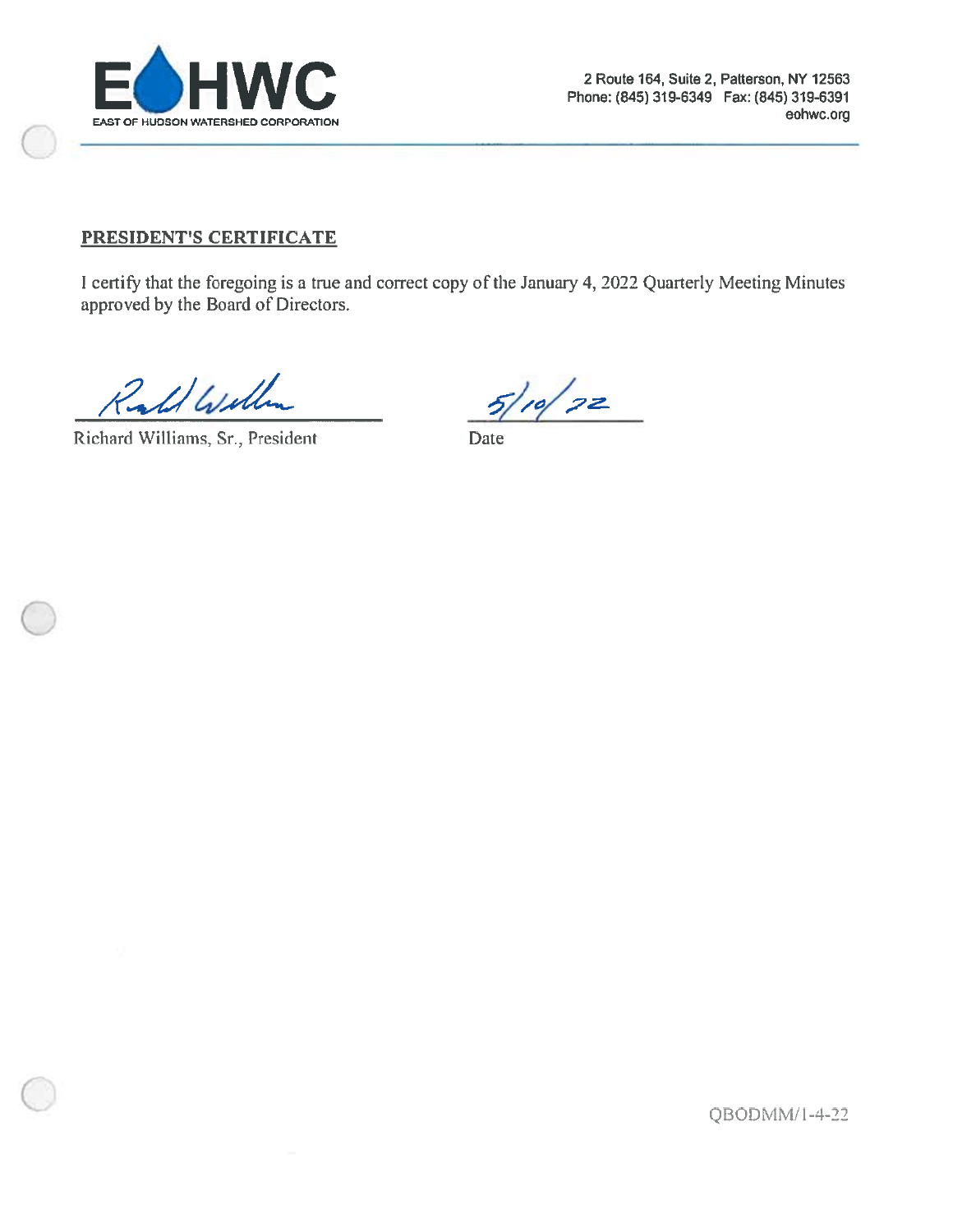EOHWC

EAST OF HUDSON WATERSHED CORPORATION

2 Route 164, Suite 2, Patterson, NY 12563
Phone: (845) 319-6349 Fax: (845) 319-6391
eohwc.org

## PRESIDENT'S CERTIFICATE

I certify that the foregoing is a true and correct copy of the January 4, 2022 Quarterly Meeting Minutes approved by the Board of Directors.

Richard Williams, Sr., President

5/10/22
Date

QBODMM/1-4-22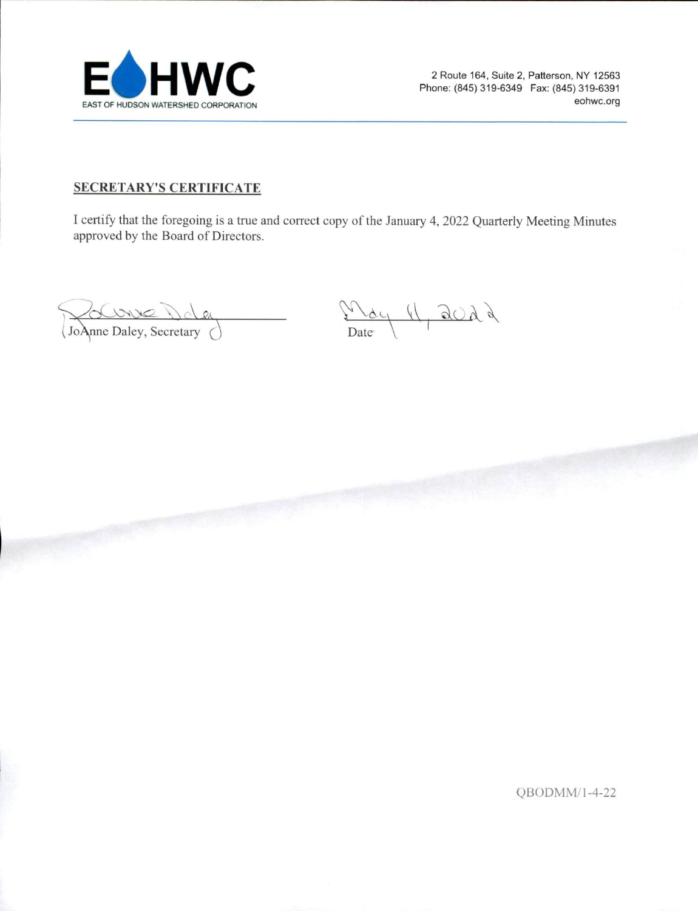**EOHWC**
EAST OF HUDSON WATERSHED CORPORATION

2 Route 164, Suite 2, Patterson, NY 12563
Phone: (845) 319-6349 Fax: (845) 319-6391
eohwc.org

**SECRETARY'S CERTIFICATE**

I certify that the foregoing is a true and correct copy of the January 4, 2022 Quarterly Meeting Minutes approved by the Board of Directors.

JoAnne Daley, Secretary

May 11, 2022
Date

QBODMM/1-4-22